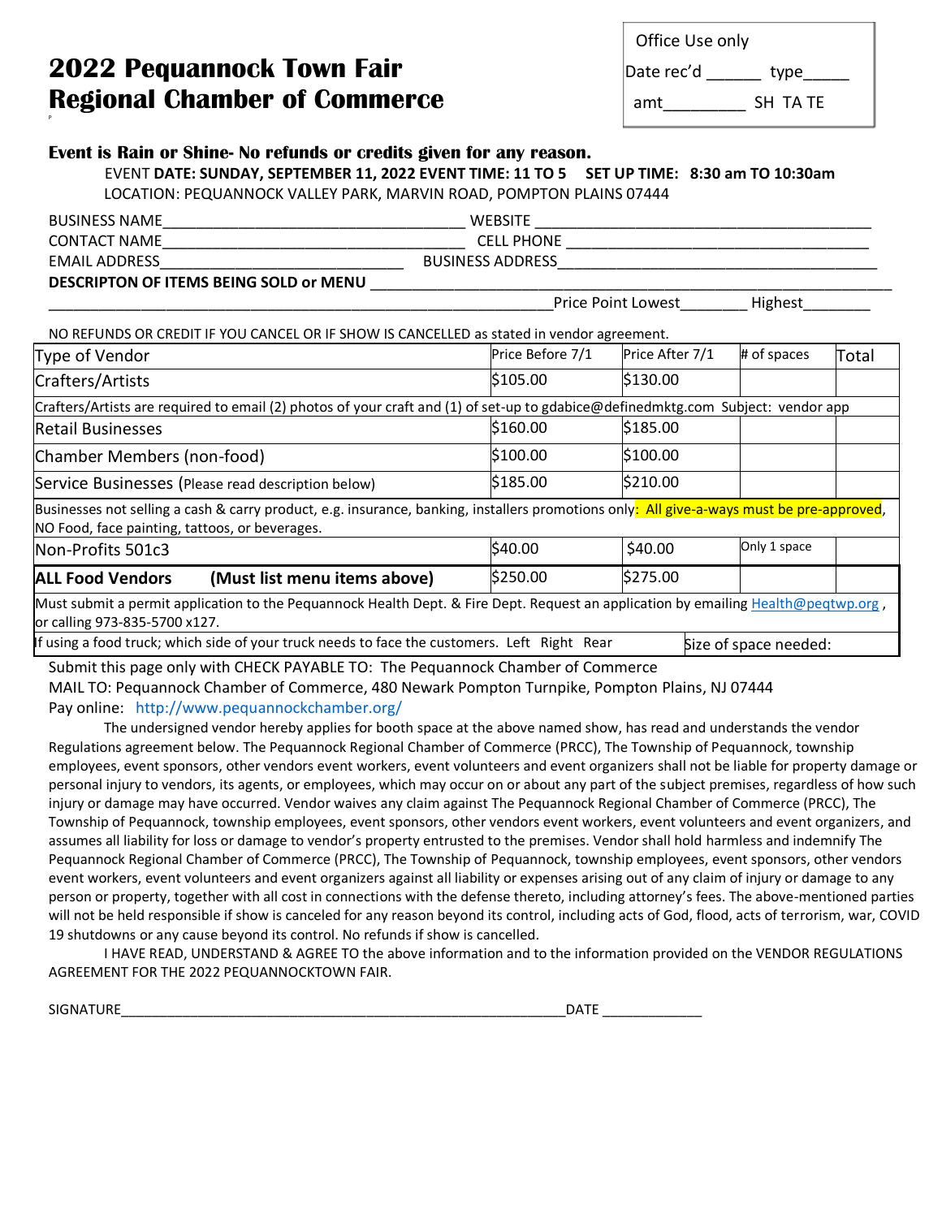# 2022 Pequannock Town Fair
# Regional Chamber of Commerce

| Office Use only |
| --- |
| Date rec'd ______ type_____ |
| amt_________ SH TA TE |

**Event is Rain or Shine- No refunds or credits given for any reason.**

EVENT **DATE: SUNDAY, SEPTEMBER 11, 2022 EVENT TIME: 11 TO 5 SET UP TIME: 8:30 am TO 10:30am**

LOCATION: PEQUANNOCK VALLEY PARK, MARVIN ROAD, POMPTON PLAINS 07444

BUSINESS NAME___________________________________ WEBSITE ________________________________________

CONTACT NAME___________________________________ CELL PHONE __________________________________

EMAIL ADDRESS____________________________ BUSINESS ADDRESS______________________________________

**DESCRIPTON OF ITEMS BEING SOLD or MENU** _____________________________________________________________

_____________________________________________________________Price Point Lowest________ Highest________

NO REFUNDS OR CREDIT IF YOU CANCEL OR IF SHOW IS CANCELLED as stated in vendor agreement.

| Type of Vendor | Price Before 7/1 | Price After 7/1 | # of spaces | Total |
| --- | --- | --- | --- | --- |
| Crafters/Artists | $105.00 | $130.00 | | |
| Crafters/Artists are required to email (2) photos of your craft and (1) of set-up to gdabice@definedmktg.com Subject: vendor app | | | | |
| Retail Businesses | $160.00 | $185.00 | | |
| Chamber Members (non-food) | $100.00 | $100.00 | | |
| Service Businesses (Please read description below) | $185.00 | $210.00 | | |
| Businesses not selling a cash & carry product, e.g. insurance, banking, installers promotions only: All give-a-ways must be pre-approved, NO Food, face painting, tattoos, or beverages. | | | | |
| Non-Profits 501c3 | $40.00 | $40.00 | Only 1 space | |
| **ALL Food Vendors (Must list menu items above)** | $250.00 | $275.00 | | |
| Must submit a permit application to the Pequannock Health Dept. & Fire Dept. Request an application by emailing Health@peqtwp.org , or calling 973-835-5700 x127. | | | | |
| If using a food truck; which side of your truck needs to face the customers. Left Right Rear | | | Size of space needed: | |

Submit this page only with CHECK PAYABLE TO: The Pequannock Chamber of Commerce

MAIL TO: Pequannock Chamber of Commerce, 480 Newark Pompton Turnpike, Pompton Plains, NJ 07444

Pay online: http://www.pequannockchamber.org/

The undersigned vendor hereby applies for booth space at the above named show, has read and understands the vendor Regulations agreement below. The Pequannock Regional Chamber of Commerce (PRCC), The Township of Pequannock, township employees, event sponsors, other vendors event workers, event volunteers and event organizers shall not be liable for property damage or personal injury to vendors, its agents, or employees, which may occur on or about any part of the subject premises, regardless of how such injury or damage may have occurred. Vendor waives any claim against The Pequannock Regional Chamber of Commerce (PRCC), The Township of Pequannock, township employees, event sponsors, other vendors event workers, event volunteers and event organizers, and assumes all liability for loss or damage to vendor's property entrusted to the premises. Vendor shall hold harmless and indemnify The Pequannock Regional Chamber of Commerce (PRCC), The Township of Pequannock, township employees, event sponsors, other vendors event workers, event volunteers and event organizers against all liability or expenses arising out of any claim of injury or damage to any person or property, together with all cost in connections with the defense thereto, including attorney's fees. The above-mentioned parties will not be held responsible if show is canceled for any reason beyond its control, including acts of God, flood, acts of terrorism, war, COVID 19 shutdowns or any cause beyond its control. No refunds if show is cancelled.

I HAVE READ, UNDERSTAND & AGREE TO the above information and to the information provided on the VENDOR REGULATIONS AGREEMENT FOR THE 2022 PEQUANNOCKTOWN FAIR.

SIGNATURE___________________________________________________________DATE _____________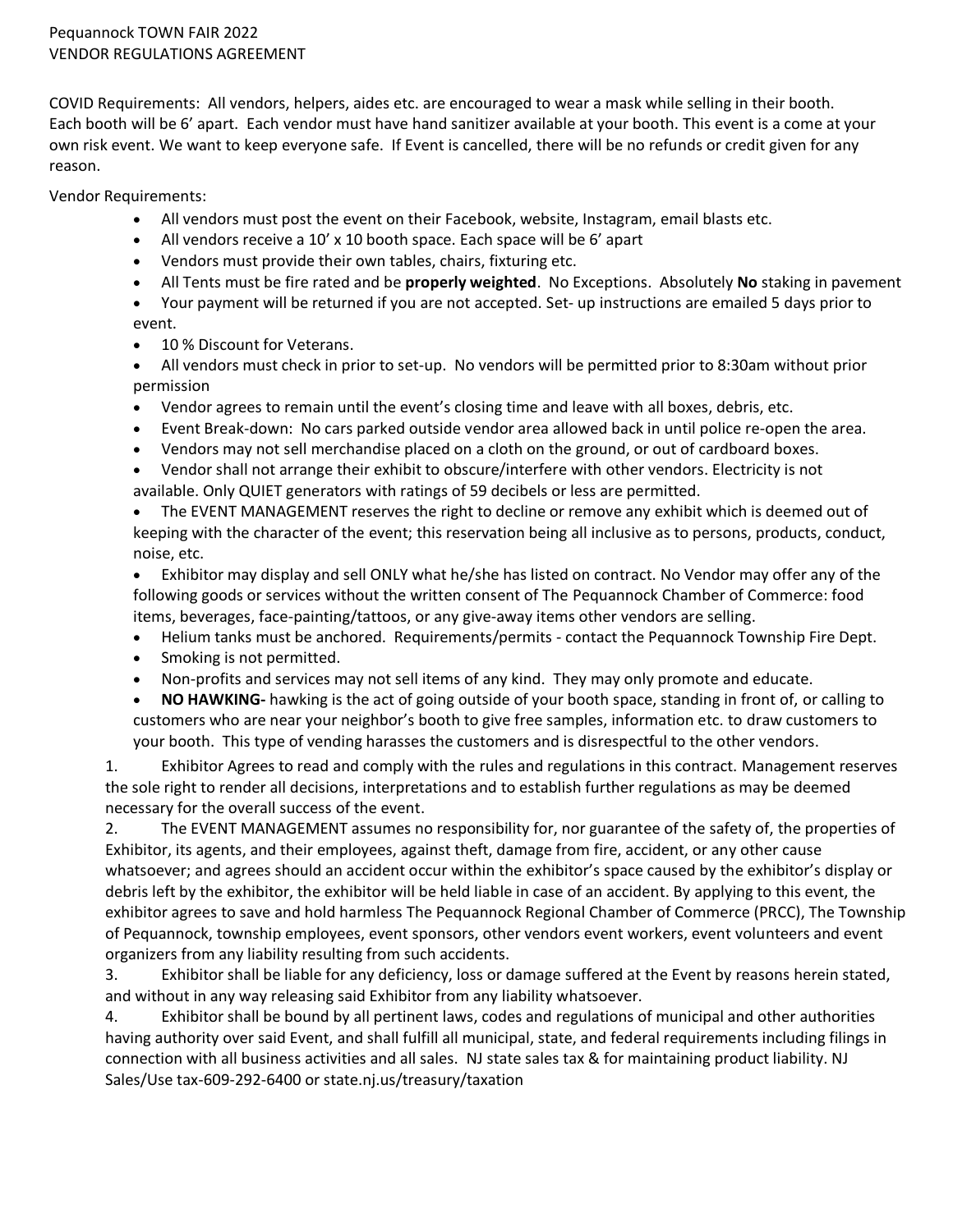Pequannock TOWN FAIR 2022
VENDOR REGULATIONS AGREEMENT

COVID Requirements: All vendors, helpers, aides etc. are encouraged to wear a mask while selling in their booth. Each booth will be 6' apart. Each vendor must have hand sanitizer available at your booth. This event is a come at your own risk event. We want to keep everyone safe. If Event is cancelled, there will be no refunds or credit given for any reason.

Vendor Requirements:

- All vendors must post the event on their Facebook, website, Instagram, email blasts etc.
- All vendors receive a 10' x 10 booth space. Each space will be 6' apart
- Vendors must provide their own tables, chairs, fixturing etc.
- All Tents must be fire rated and be **properly weighted**. No Exceptions. Absolutely **No** staking in pavement
- Your payment will be returned if you are not accepted. Set- up instructions are emailed 5 days prior to event.
- 10 % Discount for Veterans.
- All vendors must check in prior to set-up. No vendors will be permitted prior to 8:30am without prior permission
- Vendor agrees to remain until the event's closing time and leave with all boxes, debris, etc.
- Event Break-down: No cars parked outside vendor area allowed back in until police re-open the area.
- Vendors may not sell merchandise placed on a cloth on the ground, or out of cardboard boxes.
- Vendor shall not arrange their exhibit to obscure/interfere with other vendors. Electricity is not available. Only QUIET generators with ratings of 59 decibels or less are permitted.
- The EVENT MANAGEMENT reserves the right to decline or remove any exhibit which is deemed out of keeping with the character of the event; this reservation being all inclusive as to persons, products, conduct, noise, etc.
- Exhibitor may display and sell ONLY what he/she has listed on contract. No Vendor may offer any of the following goods or services without the written consent of The Pequannock Chamber of Commerce: food items, beverages, face-painting/tattoos, or any give-away items other vendors are selling.
- Helium tanks must be anchored. Requirements/permits - contact the Pequannock Township Fire Dept.
- Smoking is not permitted.
- Non-profits and services may not sell items of any kind. They may only promote and educate.
- **NO HAWKING-** hawking is the act of going outside of your booth space, standing in front of, or calling to customers who are near your neighbor's booth to give free samples, information etc. to draw customers to your booth. This type of vending harasses the customers and is disrespectful to the other vendors.

1. Exhibitor Agrees to read and comply with the rules and regulations in this contract. Management reserves the sole right to render all decisions, interpretations and to establish further regulations as may be deemed necessary for the overall success of the event.
2. The EVENT MANAGEMENT assumes no responsibility for, nor guarantee of the safety of, the properties of Exhibitor, its agents, and their employees, against theft, damage from fire, accident, or any other cause whatsoever; and agrees should an accident occur within the exhibitor's space caused by the exhibitor's display or debris left by the exhibitor, the exhibitor will be held liable in case of an accident. By applying to this event, the exhibitor agrees to save and hold harmless The Pequannock Regional Chamber of Commerce (PRCC), The Township of Pequannock, township employees, event sponsors, other vendors event workers, event volunteers and event organizers from any liability resulting from such accidents.
3. Exhibitor shall be liable for any deficiency, loss or damage suffered at the Event by reasons herein stated, and without in any way releasing said Exhibitor from any liability whatsoever.
4. Exhibitor shall be bound by all pertinent laws, codes and regulations of municipal and other authorities having authority over said Event, and shall fulfill all municipal, state, and federal requirements including filings in connection with all business activities and all sales. NJ state sales tax & for maintaining product liability. NJ Sales/Use tax-609-292-6400 or state.nj.us/treasury/taxation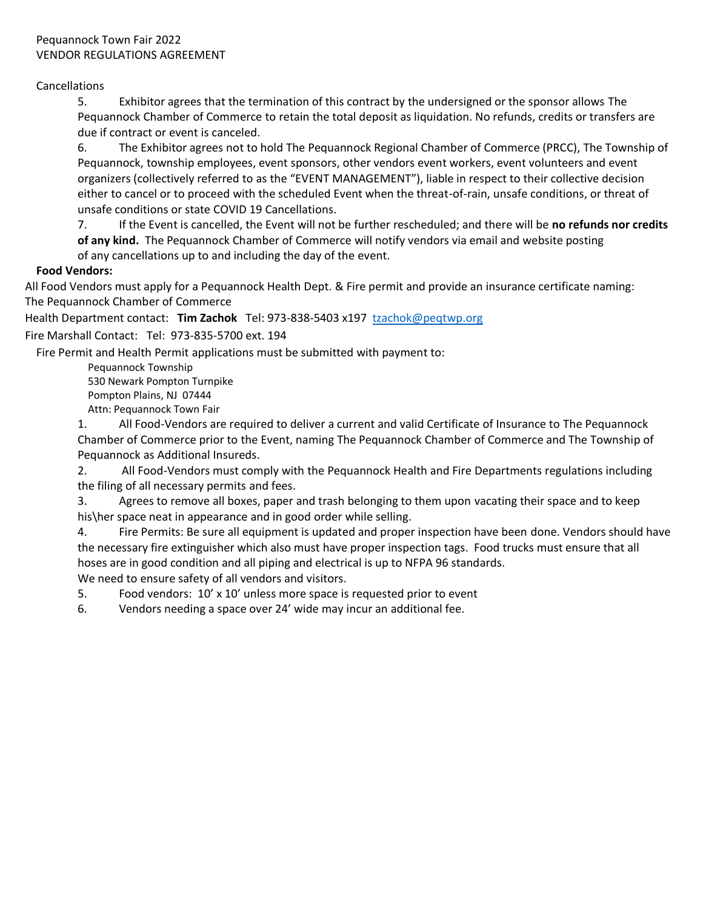Pequannock Town Fair 2022
VENDOR REGULATIONS AGREEMENT

Cancellations

5. Exhibitor agrees that the termination of this contract by the undersigned or the sponsor allows The Pequannock Chamber of Commerce to retain the total deposit as liquidation. No refunds, credits or transfers are due if contract or event is canceled.
6. The Exhibitor agrees not to hold The Pequannock Regional Chamber of Commerce (PRCC), The Township of Pequannock, township employees, event sponsors, other vendors event workers, event volunteers and event organizers (collectively referred to as the "EVENT MANAGEMENT"), liable in respect to their collective decision either to cancel or to proceed with the scheduled Event when the threat-of-rain, unsafe conditions, or threat of unsafe conditions or state COVID 19 Cancellations.
7. If the Event is cancelled, the Event will not be further rescheduled; and there will be **no refunds nor credits of any kind.** The Pequannock Chamber of Commerce will notify vendors via email and website posting of any cancellations up to and including the day of the event.

**Food Vendors:**

All Food Vendors must apply for a Pequannock Health Dept. & Fire permit and provide an insurance certificate naming: The Pequannock Chamber of Commerce

Health Department contact: **Tim Zachok** Tel: 973-838-5403 x197 tzachok@peqtwp.org

Fire Marshall Contact: Tel: 973-835-5700 ext. 194

Fire Permit and Health Permit applications must be submitted with payment to:

Pequannock Township
530 Newark Pompton Turnpike
Pompton Plains, NJ 07444
Attn: Pequannock Town Fair

1. All Food-Vendors are required to deliver a current and valid Certificate of Insurance to The Pequannock Chamber of Commerce prior to the Event, naming The Pequannock Chamber of Commerce and The Township of Pequannock as Additional Insureds.
2. All Food-Vendors must comply with the Pequannock Health and Fire Departments regulations including the filing of all necessary permits and fees.
3. Agrees to remove all boxes, paper and trash belonging to them upon vacating their space and to keep his\her space neat in appearance and in good order while selling.
4. Fire Permits: Be sure all equipment is updated and proper inspection have been done. Vendors should have the necessary fire extinguisher which also must have proper inspection tags. Food trucks must ensure that all hoses are in good condition and all piping and electrical is up to NFPA 96 standards.
   We need to ensure safety of all vendors and visitors.
5. Food vendors: 10' x 10' unless more space is requested prior to event
6. Vendors needing a space over 24' wide may incur an additional fee.